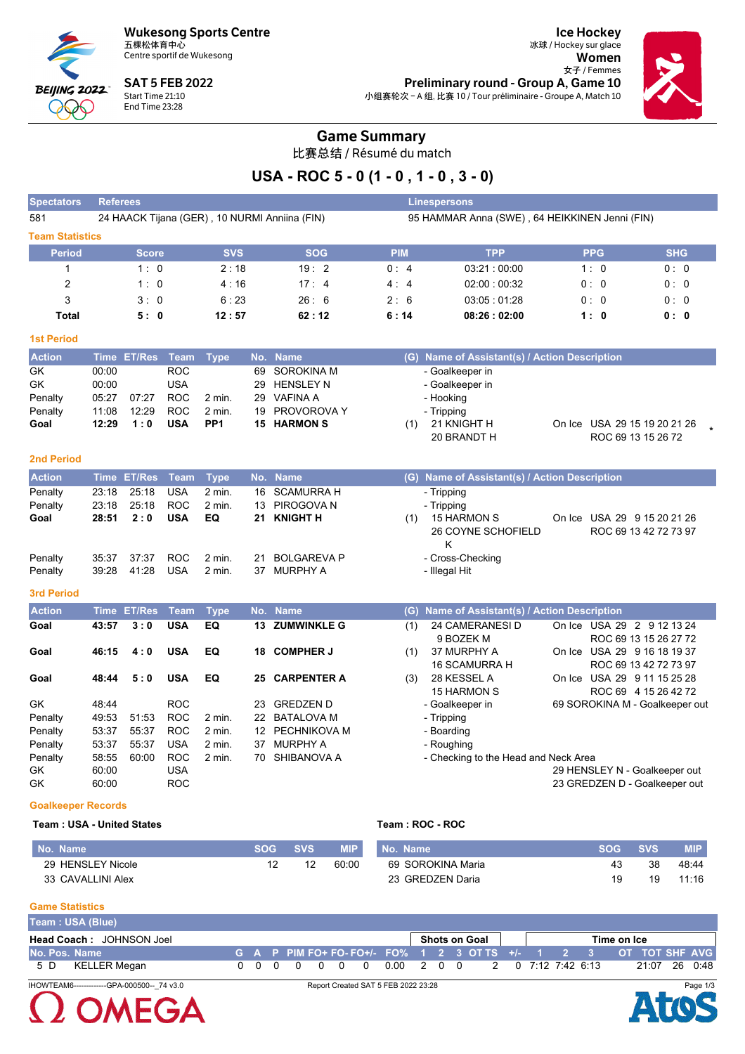**Wukesong Sports Centre**
五棵松体育中心
Centre sportif de Wukesong

**SAT 5 FEB 2022**
Start Time 21:10
End Time 23:28

**Ice Hockey**
冰球 / Hockey sur glace
**Women**
女子 / Femmes
**Preliminary round - Group A, Game 10**
小组赛轮次－A 组, 比赛 10 / Tour préliminaire - Groupe A, Match 10

# Game Summary

比赛总结 / Résumé du match

## USA - ROC 5 - 0 (1 - 0 , 1 - 0 , 3 - 0)

| Spectators | Referees | Linespersons |
|---|---|---|
| 581 | 24 HAACK Tijana (GER) , 10 NURMI Anniina (FIN) | 95 HAMMAR Anna (SWE) , 64 HEIKKINEN Jenni (FIN) |

### Team Statistics

| Period | Score | SVS | SOG | PIM | TPP | PPG | SHG |
|---|---|---|---|---|---|---|---|
| 1 | 1 : 0 | 2 : 18 | 19 : 2 | 0 : 4 | 03:21 : 00:00 | 1 : 0 | 0 : 0 |
| 2 | 1 : 0 | 4 : 16 | 17 : 4 | 4 : 4 | 02:00 : 00:32 | 0 : 0 | 0 : 0 |
| 3 | 3 : 0 | 6 : 23 | 26 : 6 | 2 : 6 | 03:05 : 01:28 | 0 : 0 | 0 : 0 |
| **Total** | **5 : 0** | **12 : 57** | **62 : 12** | **6 : 14** | **08:26 : 02:00** | **1 : 0** | **0 : 0** |

### 1st Period

| Action | Time | ET/Res | Team | Type | No. | Name | (G) | Name of Assistant(s) / Action Description | |
|---|---|---|---|---|---|---|---|---|---|
| GK | 00:00 | | ROC | | 69 | SOROKINA M | | - Goalkeeper in | |
| GK | 00:00 | | USA | | 29 | HENSLEY N | | - Goalkeeper in | |
| Penalty | 05:27 | 07:27 | ROC | 2 min. | 29 | VAFINA A | | - Hooking | |
| Penalty | 11:08 | 12:29 | ROC | 2 min. | 19 | PROVOROVA Y | | - Tripping | |
| **Goal** | **12:29** | **1 : 0** | **USA** | **PP1** | **15** | **HARMON S** | (1) | 21 KNIGHT H<br>20 BRANDT H | On Ice USA 29 15 19 20 21 26 *<br>ROC 69 13 15 26 72 |

### 2nd Period

| Action | Time | ET/Res | Team | Type | No. | Name | (G) | Name of Assistant(s) / Action Description | |
|---|---|---|---|---|---|---|---|---|---|
| Penalty | 23:18 | 25:18 | USA | 2 min. | 16 | SCAMURRA H | | - Tripping | |
| Penalty | 23:18 | 25:18 | ROC | 2 min. | 13 | PIROGOVA N | | - Tripping | |
| **Goal** | **28:51** | **2 : 0** | **USA** | **EQ** | **21** | **KNIGHT H** | (1) | 15 HARMON S<br>26 COYNE SCHOFIELD K | On Ice USA 29 9 15 20 21 26<br>ROC 69 13 42 72 73 97 |
| Penalty | 35:37 | 37:37 | ROC | 2 min. | 21 | BOLGAREVA P | | - Cross-Checking | |
| Penalty | 39:28 | 41:28 | USA | 2 min. | 37 | MURPHY A | | - Illegal Hit | |

### 3rd Period

| Action | Time | ET/Res | Team | Type | No. | Name | (G) | Name of Assistant(s) / Action Description | |
|---|---|---|---|---|---|---|---|---|---|
| **Goal** | **43:57** | **3 : 0** | **USA** | **EQ** | **13** | **ZUMWINKLE G** | (1) | 24 CAMERANESI D<br>9 BOZEK M | On Ice USA 29 2 9 12 13 24<br>ROC 69 13 15 26 27 72 |
| **Goal** | **46:15** | **4 : 0** | **USA** | **EQ** | **18** | **COMPHER J** | (1) | 37 MURPHY A<br>16 SCAMURRA H | On Ice USA 29 9 16 18 19 37<br>ROC 69 13 42 72 73 97 |
| **Goal** | **48:44** | **5 : 0** | **USA** | **EQ** | **25** | **CARPENTER A** | (3) | 28 KESSEL A<br>15 HARMON S | On Ice USA 29 9 11 15 25 28<br>ROC 69 4 15 26 42 72 |
| GK | 48:44 | | ROC | | 23 | GREDZEN D | | - Goalkeeper in | 69 SOROKINA M - Goalkeeper out |
| Penalty | 49:53 | 51:53 | ROC | 2 min. | 22 | BATALOVA M | | - Tripping | |
| Penalty | 53:37 | 55:37 | ROC | 2 min. | 12 | PECHNIKOVA M | | - Boarding | |
| Penalty | 53:37 | 55:37 | USA | 2 min. | 37 | MURPHY A | | - Roughing | |
| Penalty | 58:55 | 60:00 | ROC | 2 min. | 70 | SHIBANOVA A | | - Checking to the Head and Neck Area | |
| GK | 60:00 | | USA | | | | | | 29 HENSLEY N - Goalkeeper out |
| GK | 60:00 | | ROC | | | | | | 23 GREDZEN D - Goalkeeper out |

### Goalkeeper Records

**Team : USA - United States**

| No. Name | SOG | SVS | MIP |
|---|---|---|---|
| 29 HENSLEY Nicole | 12 | 12 | 60:00 |
| 33 CAVALLINI Alex | | | |

**Team : ROC - ROC**

| No. Name | SOG | SVS | MIP |
|---|---|---|---|
| 69 SOROKINA Maria | 43 | 38 | 48:44 |
| 23 GREDZEN Daria | 19 | 19 | 11:16 |

### Game Statistics

**Team : USA (Blue)**

**Head Coach :** JOHNSON Joel

| No. | Pos. | Name | G | A | P | PIM | FO+ | FO- | FO+/- | FO% | Shots on Goal 1 | 2 | 3 | OT | TS | +/- | Time on Ice 1 | 2 | 3 | OT | TOT | SHF | AVG |
|---|---|---|---|---|---|---|---|---|---|---|---|---|---|---|---|---|---|---|---|---|---|---|---|
| 5 | D | KELLER Megan | 0 | 0 | 0 | 0 | 0 | 0 | 0 | 0.00 | 2 | 0 | 0 | | 2 | 0 | 7:12 | 7:42 | 6:13 | | 21:07 | 26 | 0:48 |

IHOWTEAM6------------GPA-000500--_74 v3.0 Report Created SAT 5 FEB 2022 23:28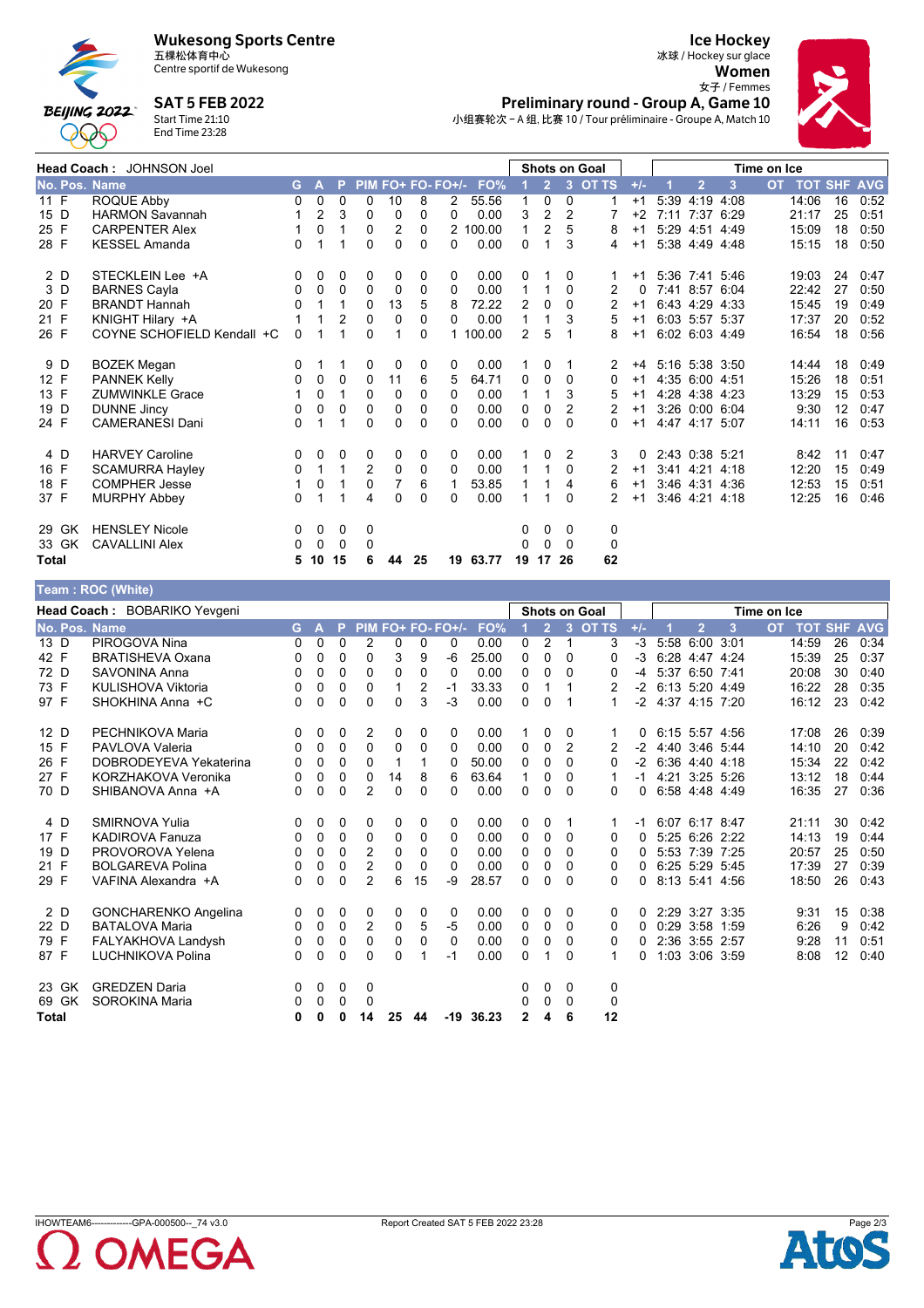**Wukesong Sports Centre**
五棵松体育中心
Centre sportif de Wukesong

**SAT 5 FEB 2022**
Start Time 21:10
End Time 23:28

**Ice Hockey**
冰球 / Hockey sur glace
**Women**
女子 / Femmes

**Preliminary round - Group A, Game 10**
小组赛轮次 – A 组, 比赛 10 / Tour préliminaire - Groupe A, Match 10

**Head Coach : JOHNSON Joel**

| No. | Pos. | Name | G | A | P | PIM | FO+ | FO- | FO+/- | FO% | SoG 1 | SoG 2 | SoG 3 | SoG OT | SoG TS | +/- | TOI 1 | TOI 2 | TOI 3 | TOI OT | TOI TOT | SHF | AVG |
|---|---|---|---|---|---|---|---|---|---|---|---|---|---|---|---|---|---|---|---|---|---|---|---|
| 11 | F | ROQUE Abby | 0 | 0 | 0 | 0 | 10 | 8 | 2 | 55.56 | 1 | 0 | 0 | | 1 | +1 | 5:39 | 4:19 | 4:08 | | 14:06 | 16 | 0:52 |
| 15 | D | HARMON Savannah | 1 | 2 | 3 | 0 | 0 | 0 | 0 | 0.00 | 3 | 2 | 2 | | 7 | +2 | 7:11 | 7:37 | 6:29 | | 21:17 | 25 | 0:51 |
| 25 | F | CARPENTER Alex | 1 | 0 | 1 | 0 | 2 | 0 | 2 | 100.00 | 1 | 2 | 5 | | 8 | +1 | 5:29 | 4:51 | 4:49 | | 15:09 | 18 | 0:50 |
| 28 | F | KESSEL Amanda | 0 | 1 | 1 | 0 | 0 | 0 | 0 | 0.00 | 0 | 1 | 3 | | 4 | +1 | 5:38 | 4:49 | 4:48 | | 15:15 | 18 | 0:50 |
| 2 | D | STECKLEIN Lee +A | 0 | 0 | 0 | 0 | 0 | 0 | 0 | 0.00 | 0 | 1 | 0 | | 1 | +1 | 5:36 | 7:41 | 5:46 | | 19:03 | 24 | 0:47 |
| 3 | D | BARNES Cayla | 0 | 0 | 0 | 0 | 0 | 0 | 0 | 0.00 | 1 | 1 | 0 | | 2 | 0 | 7:41 | 8:57 | 6:04 | | 22:42 | 27 | 0:50 |
| 20 | F | BRANDT Hannah | 0 | 1 | 1 | 0 | 13 | 5 | 8 | 72.22 | 2 | 0 | 0 | | 2 | +1 | 6:43 | 4:29 | 4:33 | | 15:45 | 19 | 0:49 |
| 21 | F | KNIGHT Hilary +A | 1 | 1 | 2 | 0 | 0 | 0 | 0 | 0.00 | 1 | 1 | 3 | | 5 | +1 | 6:03 | 5:57 | 5:37 | | 17:37 | 20 | 0:52 |
| 26 | F | COYNE SCHOFIELD Kendall +C | 0 | 1 | 1 | 0 | 1 | 0 | 1 | 100.00 | 2 | 5 | 1 | | 8 | +1 | 6:02 | 6:03 | 4:49 | | 16:54 | 18 | 0:56 |
| 9 | D | BOZEK Megan | 0 | 1 | 1 | 0 | 0 | 0 | 0 | 0.00 | 1 | 0 | 1 | | 2 | +4 | 5:16 | 5:38 | 3:50 | | 14:44 | 18 | 0:49 |
| 12 | F | PANNEK Kelly | 0 | 0 | 0 | 0 | 11 | 6 | 5 | 64.71 | 0 | 0 | 0 | | 0 | +1 | 4:35 | 6:00 | 4:51 | | 15:26 | 18 | 0:51 |
| 13 | F | ZUMWINKLE Grace | 1 | 0 | 1 | 0 | 0 | 0 | 0 | 0.00 | 1 | 1 | 3 | | 5 | +1 | 4:28 | 4:38 | 4:23 | | 13:29 | 15 | 0:53 |
| 19 | D | DUNNE Jincy | 0 | 0 | 0 | 0 | 0 | 0 | 0 | 0.00 | 0 | 0 | 2 | | 2 | +1 | 3:26 | 0:00 | 6:04 | | 9:30 | 12 | 0:47 |
| 24 | F | CAMERANESI Dani | 0 | 1 | 1 | 0 | 0 | 0 | 0 | 0.00 | 0 | 0 | 0 | | 0 | +1 | 4:47 | 4:17 | 5:07 | | 14:11 | 16 | 0:53 |
| 4 | D | HARVEY Caroline | 0 | 0 | 0 | 0 | 0 | 0 | 0 | 0.00 | 1 | 0 | 2 | | 3 | 0 | 2:43 | 0:38 | 5:21 | | 8:42 | 11 | 0:47 |
| 16 | F | SCAMURRA Hayley | 0 | 1 | 1 | 2 | 0 | 0 | 0 | 0.00 | 1 | 1 | 0 | | 2 | +1 | 3:41 | 4:21 | 4:18 | | 12:20 | 15 | 0:49 |
| 18 | F | COMPHER Jesse | 1 | 0 | 1 | 0 | 7 | 6 | 1 | 53.85 | 1 | 1 | 4 | | 6 | +1 | 3:46 | 4:31 | 4:36 | | 12:53 | 15 | 0:51 |
| 37 | F | MURPHY Abbey | 0 | 1 | 1 | 4 | 0 | 0 | 0 | 0.00 | 1 | 1 | 0 | | 2 | +1 | 3:46 | 4:21 | 4:18 | | 12:25 | 16 | 0:46 |
| 29 | GK | HENSLEY Nicole | 0 | 0 | 0 | 0 | | | | | 0 | 0 | 0 | | 0 | | | | | | | | |
| 33 | GK | CAVALLINI Alex | 0 | 0 | 0 | 0 | | | | | 0 | 0 | 0 | | 0 | | | | | | | | |
| **Total** | | | **5** | **10** | **15** | **6** | **44** | **25** | **19** | **63.77** | **19** | **17** | **26** | | **62** | | | | | | | | |

## Team : ROC (White)

**Head Coach : BOBARIKO Yevgeni**

| No. | Pos. | Name | G | A | P | PIM | FO+ | FO- | FO+/- | FO% | SoG 1 | SoG 2 | SoG 3 | SoG OT | SoG TS | +/- | TOI 1 | TOI 2 | TOI 3 | TOI OT | TOI TOT | SHF | AVG |
|---|---|---|---|---|---|---|---|---|---|---|---|---|---|---|---|---|---|---|---|---|---|---|---|
| 13 | D | PIROGOVA Nina | 0 | 0 | 0 | 2 | 0 | 0 | 0 | 0.00 | 0 | 2 | 1 | | 3 | -3 | 5:58 | 6:00 | 3:01 | | 14:59 | 26 | 0:34 |
| 42 | F | BRATISHEVA Oxana | 0 | 0 | 0 | 0 | 3 | 9 | -6 | 25.00 | 0 | 0 | 0 | | 0 | -3 | 6:28 | 4:47 | 4:24 | | 15:39 | 25 | 0:37 |
| 72 | D | SAVONINA Anna | 0 | 0 | 0 | 0 | 0 | 0 | 0 | 0.00 | 0 | 0 | 0 | | 0 | -4 | 5:37 | 6:50 | 7:41 | | 20:08 | 30 | 0:40 |
| 73 | F | KULISHOVA Viktoria | 0 | 0 | 0 | 0 | 1 | 2 | -1 | 33.33 | 0 | 1 | 1 | | 2 | -2 | 6:13 | 5:20 | 4:49 | | 16:22 | 28 | 0:35 |
| 97 | F | SHOKHINA Anna +C | 0 | 0 | 0 | 0 | 0 | 3 | -3 | 0.00 | 0 | 0 | 1 | | 1 | -2 | 4:37 | 4:15 | 7:20 | | 16:12 | 23 | 0:42 |
| 12 | D | PECHNIKOVA Maria | 0 | 0 | 0 | 2 | 0 | 0 | 0 | 0.00 | 1 | 0 | 0 | | 1 | 0 | 6:15 | 5:57 | 4:56 | | 17:08 | 26 | 0:39 |
| 15 | F | PAVLOVA Valeria | 0 | 0 | 0 | 0 | 0 | 0 | 0 | 0.00 | 0 | 0 | 2 | | 2 | -2 | 4:40 | 3:46 | 5:44 | | 14:10 | 20 | 0:42 |
| 26 | F | DOBRODEYEVA Yekaterina | 0 | 0 | 0 | 0 | 1 | 1 | 0 | 50.00 | 0 | 0 | 0 | | 0 | -2 | 6:36 | 4:40 | 4:18 | | 15:34 | 22 | 0:42 |
| 27 | F | KORZHAKOVA Veronika | 0 | 0 | 0 | 0 | 14 | 8 | 6 | 63.64 | 1 | 0 | 0 | | 1 | -1 | 4:21 | 3:25 | 5:26 | | 13:12 | 18 | 0:44 |
| 70 | D | SHIBANOVA Anna +A | 0 | 0 | 0 | 2 | 0 | 0 | 0 | 0.00 | 0 | 0 | 0 | | 0 | 0 | 6:58 | 4:48 | 4:49 | | 16:35 | 27 | 0:36 |
| 4 | D | SMIRNOVA Yulia | 0 | 0 | 0 | 0 | 0 | 0 | 0 | 0.00 | 0 | 0 | 1 | | 1 | -1 | 6:07 | 6:17 | 8:47 | | 21:11 | 30 | 0:42 |
| 17 | F | KADIROVA Fanuza | 0 | 0 | 0 | 0 | 0 | 0 | 0 | 0.00 | 0 | 0 | 0 | | 0 | 0 | 5:25 | 6:26 | 2:22 | | 14:13 | 19 | 0:44 |
| 19 | D | PROVOROVA Yelena | 0 | 0 | 0 | 2 | 0 | 0 | 0 | 0.00 | 0 | 0 | 0 | | 0 | 0 | 5:53 | 7:39 | 7:25 | | 20:57 | 25 | 0:50 |
| 21 | F | BOLGAREVA Polina | 0 | 0 | 0 | 2 | 0 | 0 | 0 | 0.00 | 0 | 0 | 0 | | 0 | 0 | 6:25 | 5:29 | 5:45 | | 17:39 | 27 | 0:39 |
| 29 | F | VAFINA Alexandra +A | 0 | 0 | 0 | 2 | 6 | 15 | -9 | 28.57 | 0 | 0 | 0 | | 0 | 0 | 8:13 | 5:41 | 4:56 | | 18:50 | 26 | 0:43 |
| 2 | D | GONCHARENKO Angelina | 0 | 0 | 0 | 0 | 0 | 0 | 0 | 0.00 | 0 | 0 | 0 | | 0 | 0 | 2:29 | 3:27 | 3:35 | | 9:31 | 15 | 0:38 |
| 22 | D | BATALOVA Maria | 0 | 0 | 0 | 2 | 0 | 5 | -5 | 0.00 | 0 | 0 | 0 | | 0 | 0 | 0:29 | 3:58 | 1:59 | | 6:26 | 9 | 0:42 |
| 79 | F | FALYAKHOVA Landysh | 0 | 0 | 0 | 0 | 0 | 0 | 0 | 0.00 | 0 | 0 | 0 | | 0 | 0 | 2:36 | 3:55 | 2:57 | | 9:28 | 11 | 0:51 |
| 87 | F | LUCHNIKOVA Polina | 0 | 0 | 0 | 0 | 0 | 1 | -1 | 0.00 | 0 | 1 | 0 | | 1 | 0 | 1:03 | 3:06 | 3:59 | | 8:08 | 12 | 0:40 |
| 23 | GK | GREDZEN Daria | 0 | 0 | 0 | 0 | | | | | 0 | 0 | 0 | | 0 | | | | | | | | |
| 69 | GK | SOROKINA Maria | 0 | 0 | 0 | 0 | | | | | 0 | 0 | 0 | | 0 | | | | | | | | |
| **Total** | | | **0** | **0** | **0** | **14** | **25** | **44** | **-19** | **36.23** | **2** | **4** | **6** | | **12** | | | | | | | | |

IHOWTEAM6------------GPA-000500--_74 v3.0 Report Created SAT 5 FEB 2022 23:28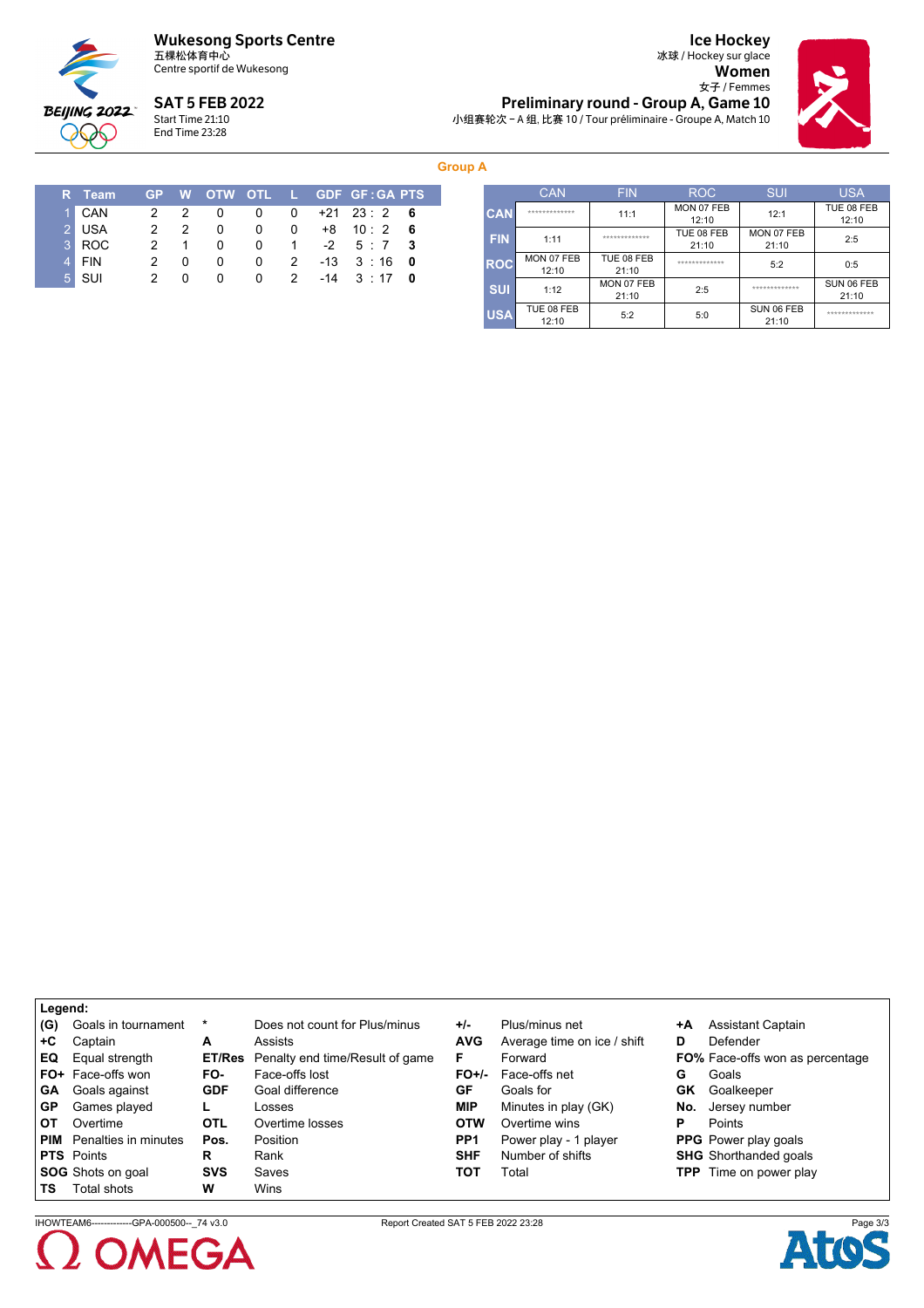**Wukesong Sports Centre**
五棵松体育中心
Centre sportif de Wukesong

**SAT 5 FEB 2022**
Start Time 21:10
End Time 23:28

**Ice Hockey**
冰球 / Hockey sur glace
**Women**
女子 / Femmes
**Preliminary round - Group A, Game 10**
小组赛轮次 - A 组, 比赛 10 / Tour préliminaire - Groupe A, Match 10

## Group A

| R | Team | GP | W | OTW | OTL | L | GDF | GF : GA | PTS |
|---|---|---|---|---|---|---|---|---|---|
| 1 | CAN | 2 | 2 | 0 | 0 | 0 | +21 | 23 : 2 | 6 |
| 2 | USA | 2 | 2 | 0 | 0 | 0 | +8 | 10 : 2 | 6 |
| 3 | ROC | 2 | 1 | 0 | 0 | 1 | -2 | 5 : 7 | 3 |
| 4 | FIN | 2 | 0 | 0 | 0 | 2 | -13 | 3 : 16 | 0 |
| 5 | SUI | 2 | 0 | 0 | 0 | 2 | -14 | 3 : 17 | 0 |

| | CAN | FIN | ROC | SUI | USA |
|---|---|---|---|---|---|
| CAN | ************* | 11:1 | MON 07 FEB 12:10 | 12:1 | TUE 08 FEB 12:10 |
| FIN | 1:11 | ************* | TUE 08 FEB 21:10 | MON 07 FEB 21:10 | 2:5 |
| ROC | MON 07 FEB 12:10 | TUE 08 FEB 21:10 | ************* | 5:2 | 0:5 |
| SUI | 1:12 | MON 07 FEB 21:10 | 2:5 | ************* | SUN 06 FEB 21:10 |
| USA | TUE 08 FEB 12:10 | 5:2 | 5:0 | SUN 06 FEB 21:10 | ************* |

**Legend:**

| | | | | | | | |
|---|---|---|---|---|---|---|---|
| **(G)** | Goals in tournament | **\*** | Does not count for Plus/minus | **+/-** | Plus/minus net | **+A** | Assistant Captain |
| **+C** | Captain | **A** | Assists | **AVG** | Average time on ice / shift | **D** | Defender |
| **EQ** | Equal strength | **ET/Res** | Penalty end time/Result of game | **F** | Forward | **FO%** | Face-offs won as percentage |
| **FO+** | Face-offs won | **FO-** | Face-offs lost | **FO+/-** | Face-offs net | **G** | Goals |
| **GA** | Goals against | **GDF** | Goal difference | **GF** | Goals for | **GK** | Goalkeeper |
| **GP** | Games played | **L** | Losses | **MIP** | Minutes in play (GK) | **No.** | Jersey number |
| **OT** | Overtime | **OTL** | Overtime losses | **OTW** | Overtime wins | **P** | Points |
| **PIM** | Penalties in minutes | **Pos.** | Position | **PP1** | Power play - 1 player | **PPG** | Power play goals |
| **PTS** | Points | **R** | Rank | **SHF** | Number of shifts | **SHG** | Shorthanded goals |
| **SOG** | Shots on goal | **SVS** | Saves | **TOT** | Total | **TPP** | Time on power play |
| **TS** | Total shots | **W** | Wins | | | | |

IHOWTEAM6-------------GPA-000500--_74 v3.0

Report Created SAT 5 FEB 2022 23:28